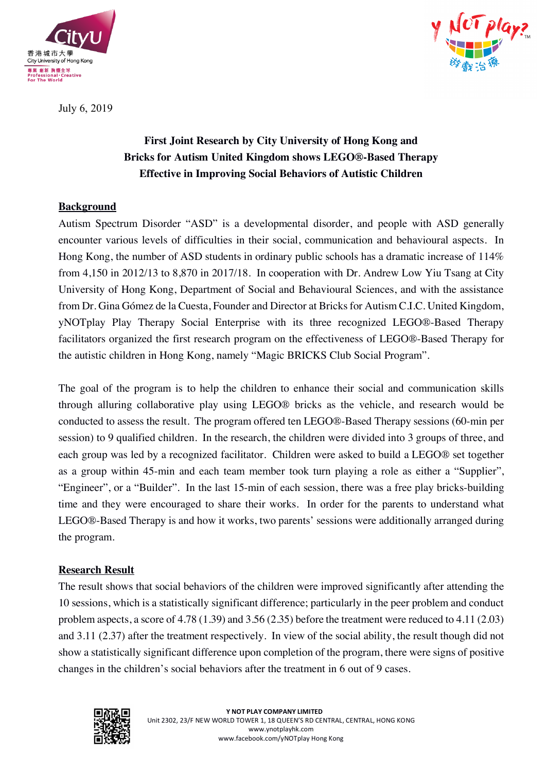July 6, 2019

# First Joint Research by City University of Hong Kong and Bricks for Autism United Kingdom shows LEGO®-Based Therapy Effective in Improving Social Behaviors of Autistic Children

## Background

Autism Spectrum Disorder "ASD" is a developmental disorder, and people with ASD generally encounter various levels of difficulties in their social, communication and behavioural aspects. In Hong Kong, the number of ASD students in ordinary public schools has a dramatic increase of 114% from 4,150 in 2012/13 to 8,870 in 2017/18. In cooperation with Dr. Andrew Low Yiu Tsang at City University of Hong Kong, Department of Social and Behavioural Sciences, and with the assistance from Dr. Gina Gómez de la Cuesta, Founder and Director at Bricks for Autism C.I.C. United Kingdom, yNOTplay Play Therapy Social Enterprise with its three recognized LEGO®-Based Therapy facilitators organized the first research program on the effectiveness of LEGO®-Based Therapy for the autistic children in Hong Kong, namely "Magic BRICKS Club Social Program".

The goal of the program is to help the children to enhance their social and communication skills through alluring collaborative play using LEGO® bricks as the vehicle, and research would be conducted to assess the result. The program offered ten LEGO®-Based Therapy sessions (60-min per session) to 9 qualified children. In the research, the children were divided into 3 groups of three, and each group was led by a recognized facilitator. Children were asked to build a LEGO® set together as a group within 45-min and each team member took turn playing a role as either a "Supplier", "Engineer", or a "Builder". In the last 15-min of each session, there was a free play bricks-building time and they were encouraged to share their works. In order for the parents to understand what LEGO®-Based Therapy is and how it works, two parents' sessions were additionally arranged during the program.

## Research Result

The result shows that social behaviors of the children were improved significantly after attending the 10 sessions, which is a statistically significant difference; particularly in the peer problem and conduct problem aspects, a score of 4.78 (1.39) and 3.56 (2.35) before the treatment were reduced to 4.11 (2.03) and 3.11 (2.37) after the treatment respectively. In view of the social ability, the result though did not show a statistically significant difference upon completion of the program, there were signs of positive changes in the children's social behaviors after the treatment in 6 out of 9 cases.

**Y NOT PLAY COMPANY LIMITED**
Unit 2302, 23/F NEW WORLD TOWER 1, 18 QUEEN'S RD CENTRAL, CENTRAL, HONG KONG
www.ynotplayhk.com
www.facebook.com/yNOTplay Hong Kong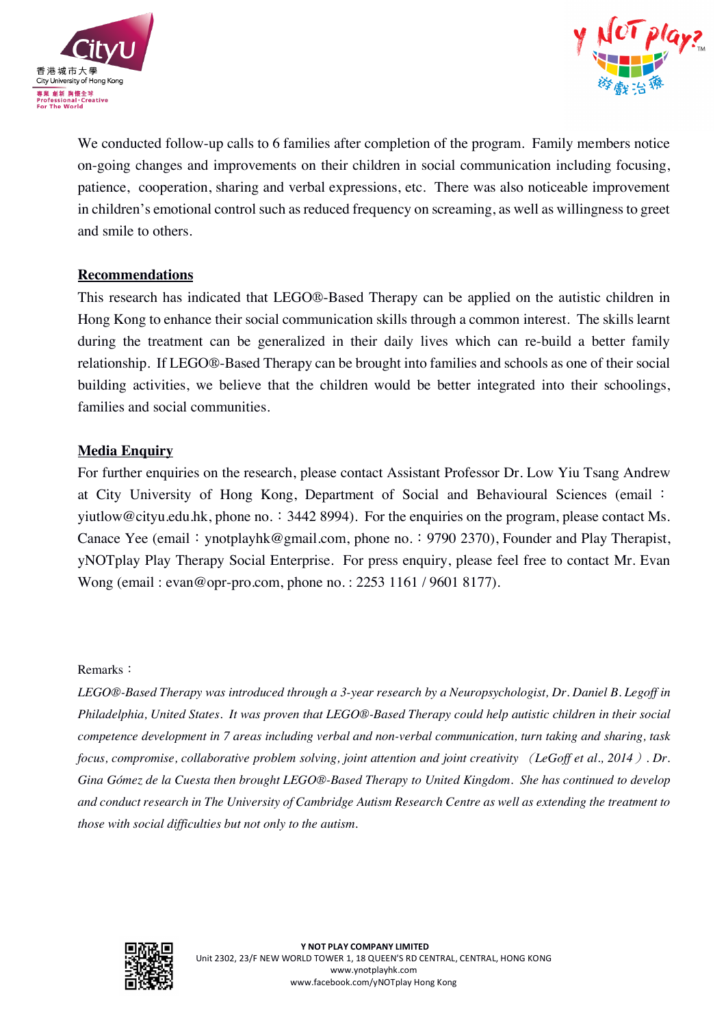We conducted follow-up calls to 6 families after completion of the program. Family members notice on-going changes and improvements on their children in social communication including focusing, patience, cooperation, sharing and verbal expressions, etc. There was also noticeable improvement in children's emotional control such as reduced frequency on screaming, as well as willingness to greet and smile to others.

**Recommendations**

This research has indicated that LEGO®-Based Therapy can be applied on the autistic children in Hong Kong to enhance their social communication skills through a common interest. The skills learnt during the treatment can be generalized in their daily lives which can re-build a better family relationship. If LEGO®-Based Therapy can be brought into families and schools as one of their social building activities, we believe that the children would be better integrated into their schoolings, families and social communities.

**Media Enquiry**

For further enquiries on the research, please contact Assistant Professor Dr. Low Yiu Tsang Andrew at City University of Hong Kong, Department of Social and Behavioural Sciences (email：yiutlow@cityu.edu.hk, phone no.：3442 8994). For the enquiries on the program, please contact Ms. Canace Yee (email：ynotplayhk@gmail.com, phone no.：9790 2370), Founder and Play Therapist, yNOTplay Play Therapy Social Enterprise. For press enquiry, please feel free to contact Mr. Evan Wong (email : evan@opr-pro.com, phone no. : 2253 1161 / 9601 8177).

Remarks：

*LEGO®-Based Therapy was introduced through a 3-year research by a Neuropsychologist, Dr. Daniel B. Legoff in Philadelphia, United States. It was proven that LEGO®-Based Therapy could help autistic children in their social competence development in 7 areas including verbal and non-verbal communication, turn taking and sharing, task focus, compromise, collaborative problem solving, joint attention and joint creativity （LeGoff et al., 2014）. Dr. Gina Gómez de la Cuesta then brought LEGO®-Based Therapy to United Kingdom. She has continued to develop and conduct research in The University of Cambridge Autism Research Centre as well as extending the treatment to those with social difficulties but not only to the autism.*

**Y NOT PLAY COMPANY LIMITED**
Unit 2302, 23/F NEW WORLD TOWER 1, 18 QUEEN'S RD CENTRAL, CENTRAL, HONG KONG
www.ynotplayhk.com
www.facebook.com/yNOTplay Hong Kong